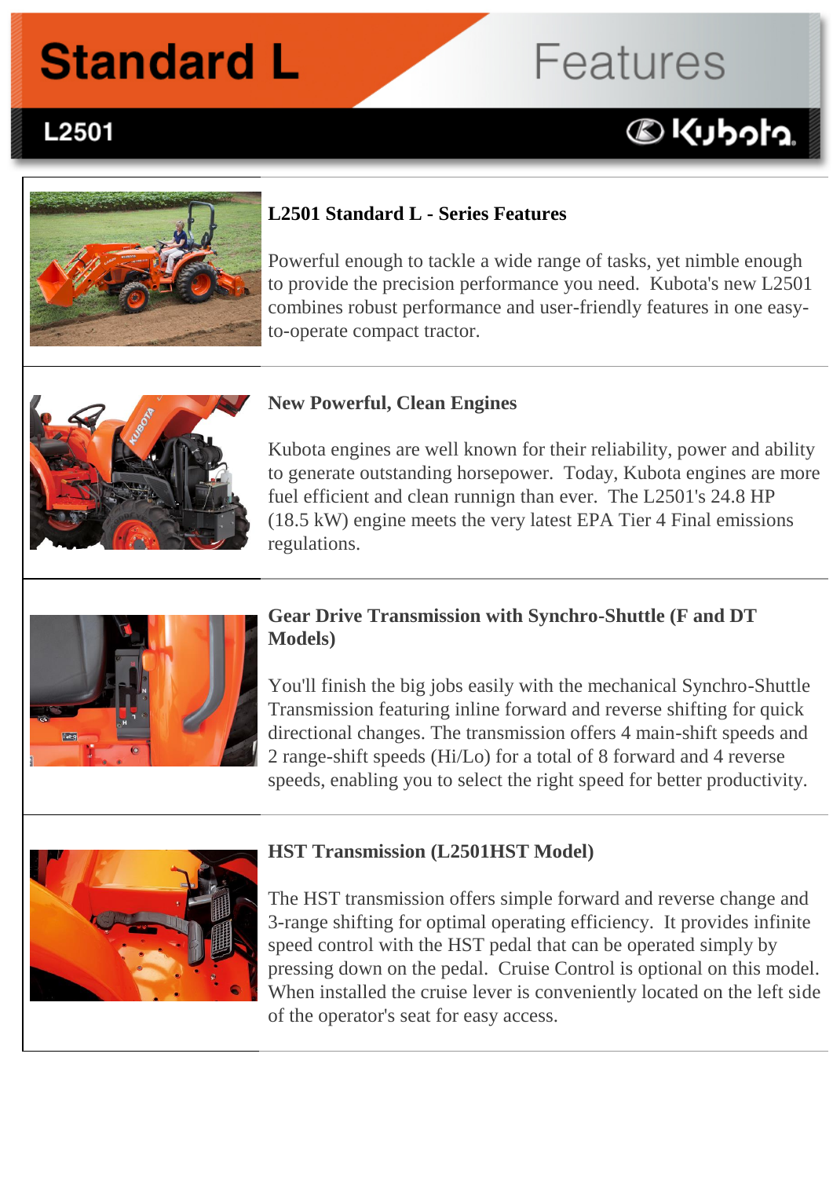# Standard L Features

## L2501

### L2501 Standard L - Series Features

Powerful enough to tackle a wide range of tasks, yet nimble enough to provide the precision performance you need. Kubota's new L2501 combines robust performance and user-friendly features in one easy-to-operate compact tractor.

### New Powerful, Clean Engines

Kubota engines are well known for their reliability, power and ability to generate outstanding horsepower. Today, Kubota engines are more fuel efficient and clean runnign than ever. The L2501's 24.8 HP (18.5 kW) engine meets the very latest EPA Tier 4 Final emissions regulations.

### Gear Drive Transmission with Synchro-Shuttle (F and DT Models)

You'll finish the big jobs easily with the mechanical Synchro-Shuttle Transmission featuring inline forward and reverse shifting for quick directional changes. The transmission offers 4 main-shift speeds and 2 range-shift speeds (Hi/Lo) for a total of 8 forward and 4 reverse speeds, enabling you to select the right speed for better productivity.

### HST Transmission (L2501HST Model)

The HST transmission offers simple forward and reverse change and 3-range shifting for optimal operating efficiency. It provides infinite speed control with the HST pedal that can be operated simply by pressing down on the pedal. Cruise Control is optional on this model. When installed the cruise lever is conveniently located on the left side of the operator's seat for easy access.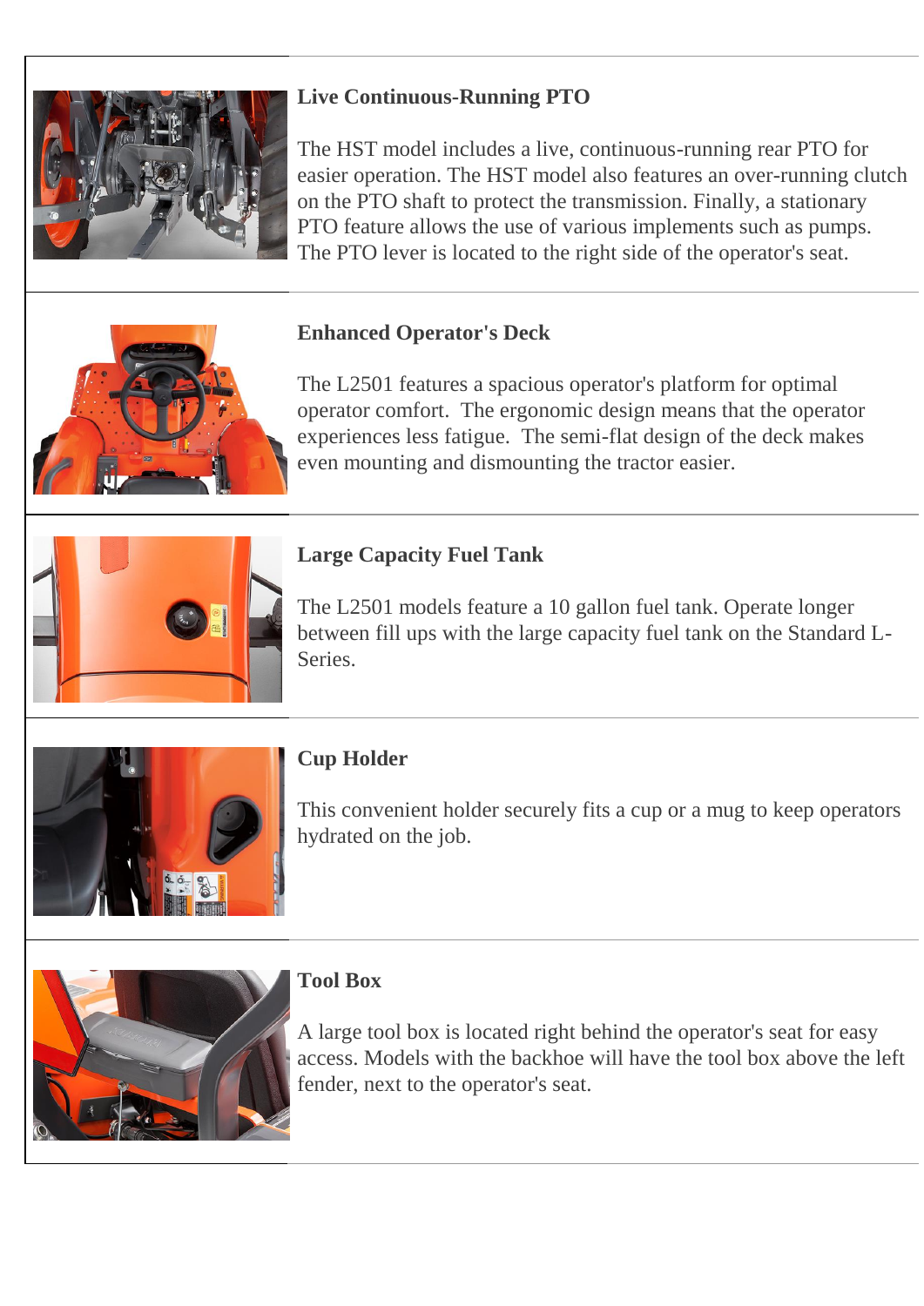### Live Continuous-Running PTO

The HST model includes a live, continuous-running rear PTO for easier operation. The HST model also features an over-running clutch on the PTO shaft to protect the transmission. Finally, a stationary PTO feature allows the use of various implements such as pumps. The PTO lever is located to the right side of the operator's seat.

### Enhanced Operator's Deck

The L2501 features a spacious operator's platform for optimal operator comfort. The ergonomic design means that the operator experiences less fatigue. The semi-flat design of the deck makes even mounting and dismounting the tractor easier.

### Large Capacity Fuel Tank

The L2501 models feature a 10 gallon fuel tank. Operate longer between fill ups with the large capacity fuel tank on the Standard L-Series.

### Cup Holder

This convenient holder securely fits a cup or a mug to keep operators hydrated on the job.

### Tool Box

A large tool box is located right behind the operator's seat for easy access. Models with the backhoe will have the tool box above the left fender, next to the operator's seat.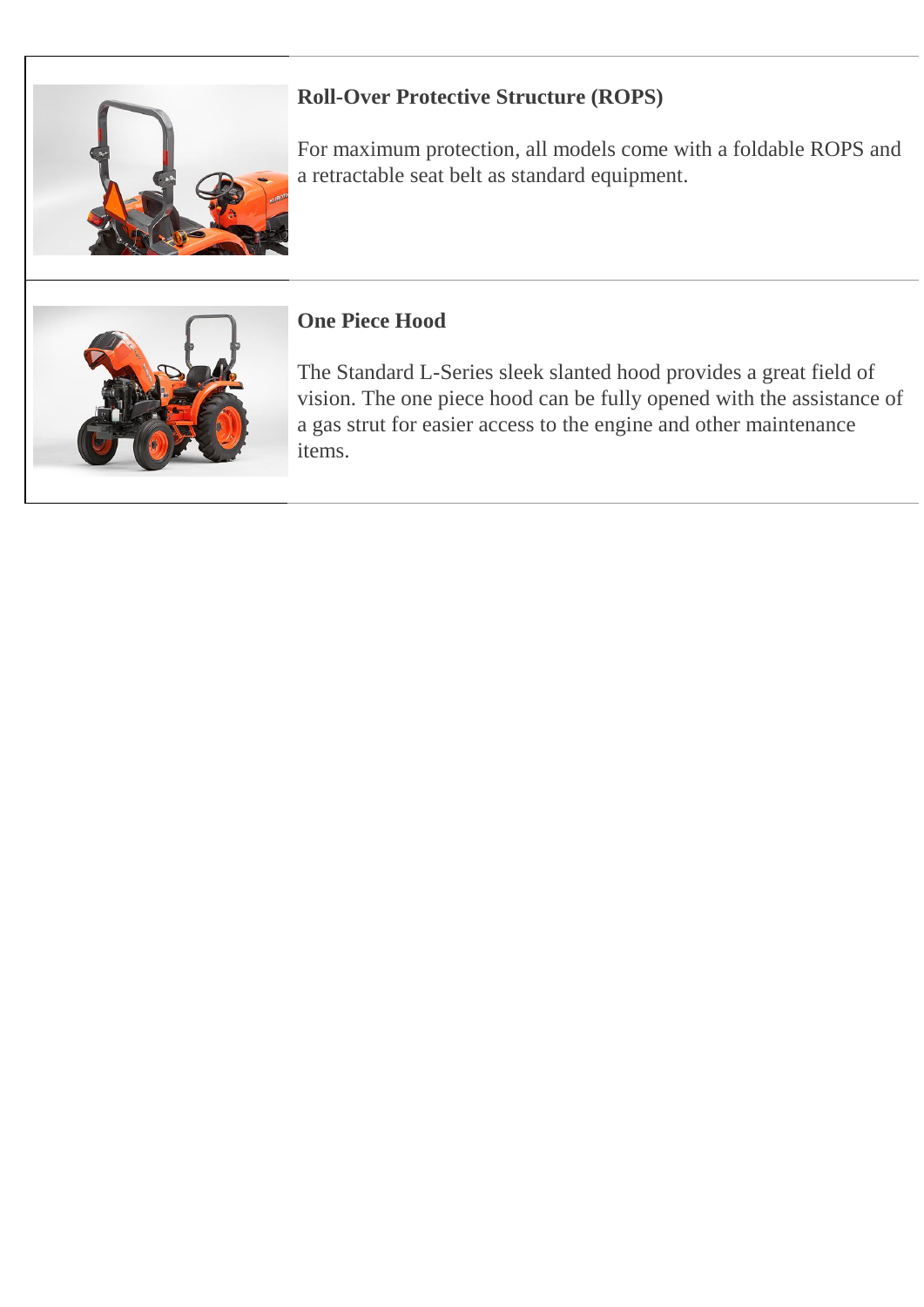**Roll-Over Protective Structure (ROPS)**

For maximum protection, all models come with a foldable ROPS and a retractable seat belt as standard equipment.

**One Piece Hood**

The Standard L-Series sleek slanted hood provides a great field of vision. The one piece hood can be fully opened with the assistance of a gas strut for easier access to the engine and other maintenance items.